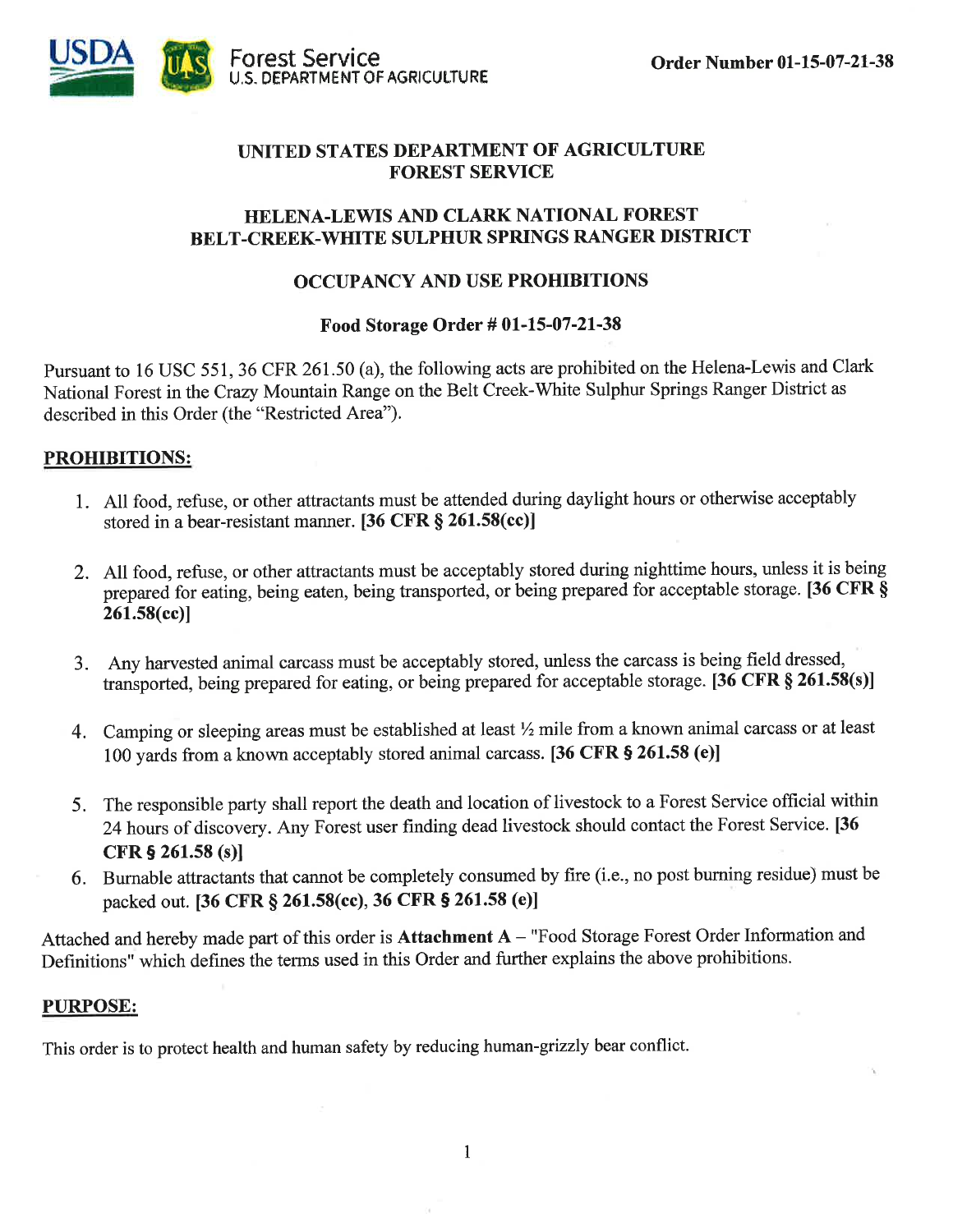Order Number 01-15-07-21-38

# UNITED STATES DEPARTMENT OF AGRICULTURE
# FOREST SERVICE

## HELENA-LEWIS AND CLARK NATIONAL FOREST
## BELT-CREEK-WHITE SULPHUR SPRINGS RANGER DISTRICT

## OCCUPANCY AND USE PROHIBITIONS

### Food Storage Order # 01-15-07-21-38

Pursuant to 16 USC 551, 36 CFR 261.50 (a), the following acts are prohibited on the Helena-Lewis and Clark National Forest in the Crazy Mountain Range on the Belt Creek-White Sulphur Springs Ranger District as described in this Order (the "Restricted Area").

**PROHIBITIONS:**

1. All food, refuse, or other attractants must be attended during daylight hours or otherwise acceptably stored in a bear-resistant manner. **[36 CFR § 261.58(cc)]**

2. All food, refuse, or other attractants must be acceptably stored during nighttime hours, unless it is being prepared for eating, being eaten, being transported, or being prepared for acceptable storage. **[36 CFR § 261.58(cc)]**

3. Any harvested animal carcass must be acceptably stored, unless the carcass is being field dressed, transported, being prepared for eating, or being prepared for acceptable storage. **[36 CFR § 261.58(s)]**

4. Camping or sleeping areas must be established at least ½ mile from a known animal carcass or at least 100 yards from a known acceptably stored animal carcass. **[36 CFR § 261.58 (e)]**

5. The responsible party shall report the death and location of livestock to a Forest Service official within 24 hours of discovery. Any Forest user finding dead livestock should contact the Forest Service. **[36 CFR § 261.58 (s)]**
6. Burnable attractants that cannot be completely consumed by fire (i.e., no post burning residue) must be packed out. **[36 CFR § 261.58(cc), 36 CFR § 261.58 (e)]**

Attached and hereby made part of this order is **Attachment A** – "Food Storage Forest Order Information and Definitions" which defines the terms used in this Order and further explains the above prohibitions.

**PURPOSE:**

This order is to protect health and human safety by reducing human-grizzly bear conflict.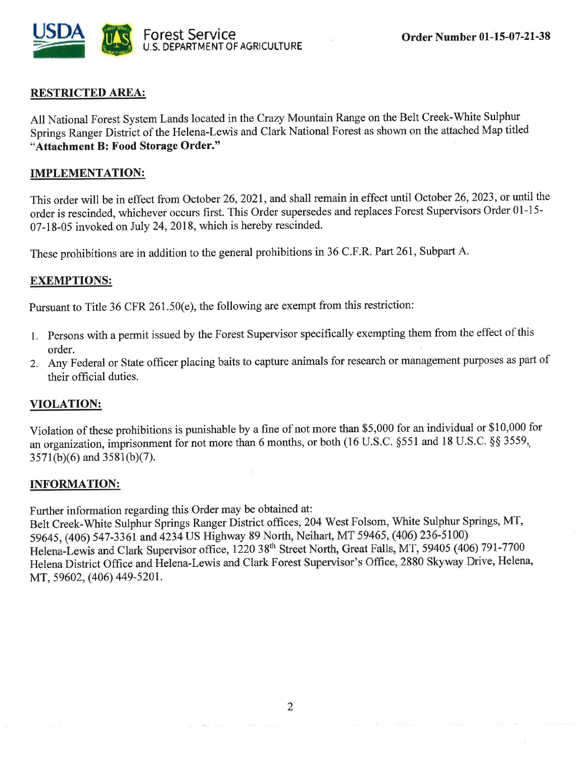**Order Number 01-15-07-21-38**

## RESTRICTED AREA:

All National Forest System Lands located in the Crazy Mountain Range on the Belt Creek-White Sulphur Springs Ranger District of the Helena-Lewis and Clark National Forest as shown on the attached Map titled "**Attachment B: Food Storage Order.**"

## IMPLEMENTATION:

This order will be in effect from October 26, 2021, and shall remain in effect until October 26, 2023, or until the order is rescinded, whichever occurs first. This Order supersedes and replaces Forest Supervisors Order 01-15-07-18-05 invoked on July 24, 2018, which is hereby rescinded.

These prohibitions are in addition to the general prohibitions in 36 C.F.R. Part 261, Subpart A.

## EXEMPTIONS:

Pursuant to Title 36 CFR 261.50(e), the following are exempt from this restriction:

1. Persons with a permit issued by the Forest Supervisor specifically exempting them from the effect of this order.
2. Any Federal or State officer placing baits to capture animals for research or management purposes as part of their official duties.

## VIOLATION:

Violation of these prohibitions is punishable by a fine of not more than $5,000 for an individual or $10,000 for an organization, imprisonment for not more than 6 months, or both (16 U.S.C. §551 and 18 U.S.C. §§ 3559, 3571(b)(6) and 3581(b)(7).

## INFORMATION:

Further information regarding this Order may be obtained at:
Belt Creek-White Sulphur Springs Ranger District offices, 204 West Folsom, White Sulphur Springs, MT, 59645, (406) 547-3361 and 4234 US Highway 89 North, Neihart, MT 59465, (406) 236-5100)
Helena-Lewis and Clark Supervisor office, 1220 38th Street North, Great Falls, MT, 59405 (406) 791-7700
Helena District Office and Helena-Lewis and Clark Forest Supervisor's Office, 2880 Skyway Drive, Helena, MT, 59602, (406) 449-5201.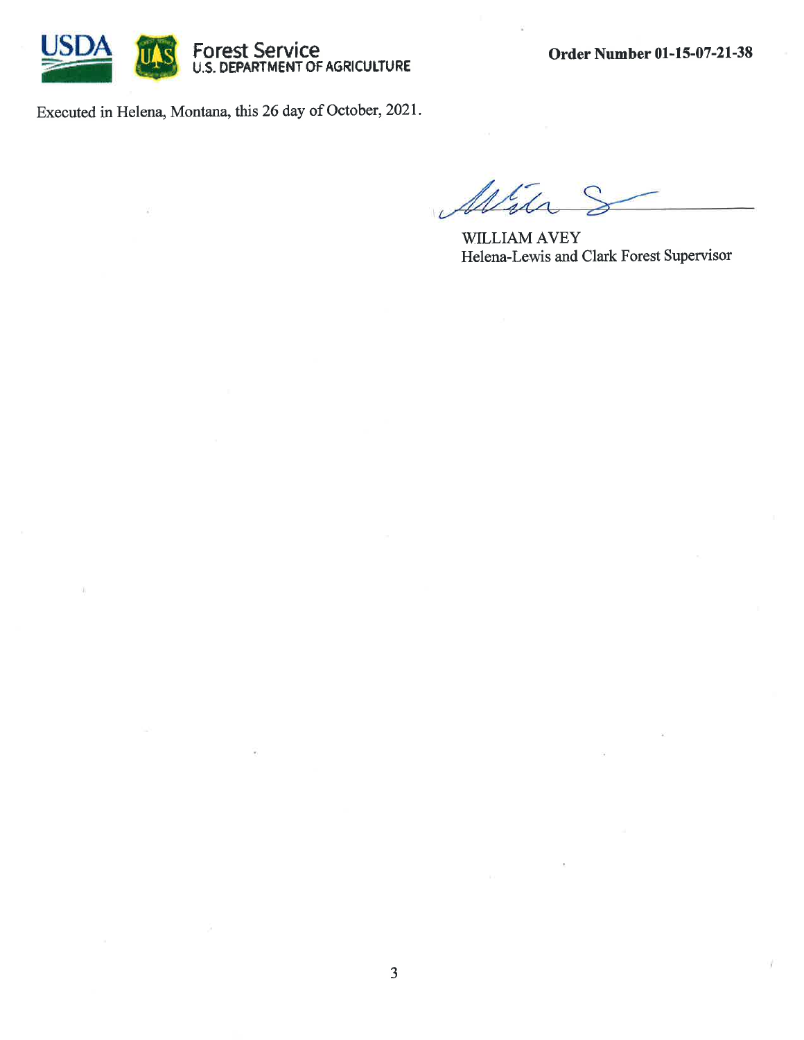**Order Number 01-15-07-21-38**

Executed in Helena, Montana, this 26 day of October, 2021.

WILLIAM AVEY
Helena-Lewis and Clark Forest Supervisor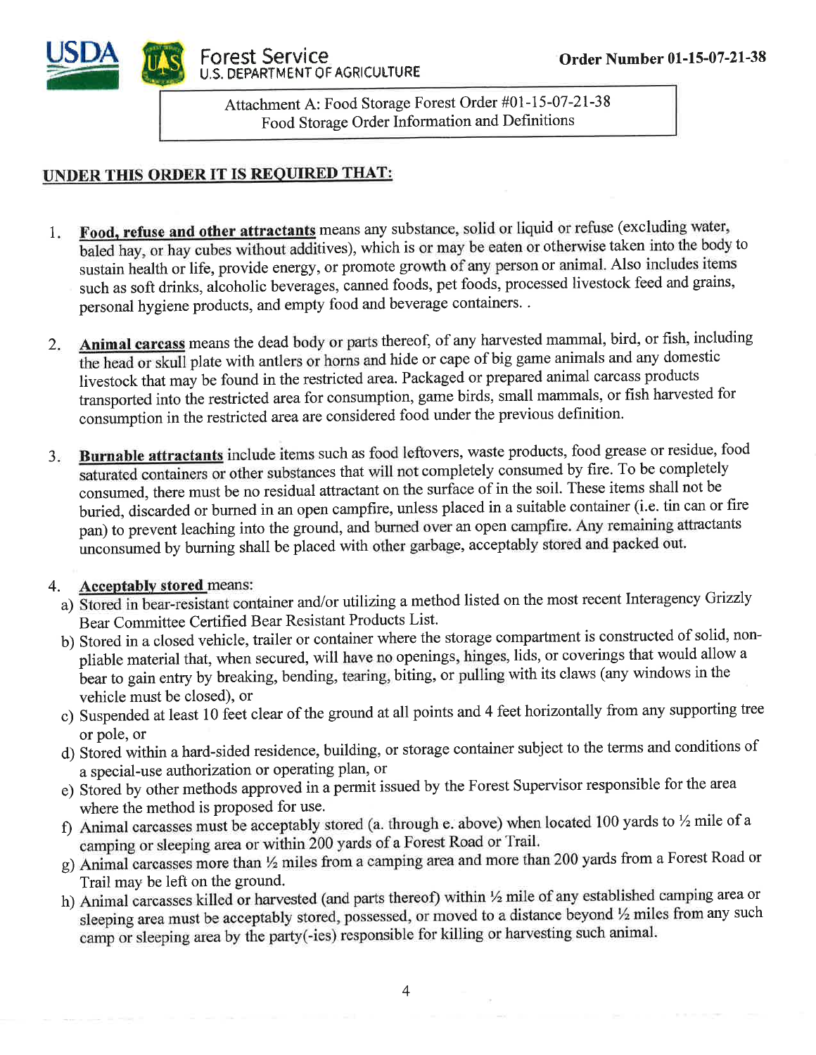Order Number 01-15-07-21-38

Attachment A: Food Storage Forest Order #01-15-07-21-38
Food Storage Order Information and Definitions

## UNDER THIS ORDER IT IS REQUIRED THAT:

1. **Food, refuse and other attractants** means any substance, solid or liquid or refuse (excluding water, baled hay, or hay cubes without additives), which is or may be eaten or otherwise taken into the body to sustain health or life, provide energy, or promote growth of any person or animal. Also includes items such as soft drinks, alcoholic beverages, canned foods, pet foods, processed livestock feed and grains, personal hygiene products, and empty food and beverage containers. .

2. **Animal carcass** means the dead body or parts thereof, of any harvested mammal, bird, or fish, including the head or skull plate with antlers or horns and hide or cape of big game animals and any domestic livestock that may be found in the restricted area. Packaged or prepared animal carcass products transported into the restricted area for consumption, game birds, small mammals, or fish harvested for consumption in the restricted area are considered food under the previous definition.

3. **Burnable attractants** include items such as food leftovers, waste products, food grease or residue, food saturated containers or other substances that will not completely consumed by fire. To be completely consumed, there must be no residual attractant on the surface of in the soil. These items shall not be buried, discarded or burned in an open campfire, unless placed in a suitable container (i.e. tin can or fire pan) to prevent leaching into the ground, and burned over an open campfire. Any remaining attractants unconsumed by burning shall be placed with other garbage, acceptably stored and packed out.

4. **Acceptably stored** means:
   a) Stored in bear-resistant container and/or utilizing a method listed on the most recent Interagency Grizzly Bear Committee Certified Bear Resistant Products List.
   b) Stored in a closed vehicle, trailer or container where the storage compartment is constructed of solid, non-pliable material that, when secured, will have no openings, hinges, lids, or coverings that would allow a bear to gain entry by breaking, bending, tearing, biting, or pulling with its claws (any windows in the vehicle must be closed), or
   c) Suspended at least 10 feet clear of the ground at all points and 4 feet horizontally from any supporting tree or pole, or
   d) Stored within a hard-sided residence, building, or storage container subject to the terms and conditions of a special-use authorization or operating plan, or
   e) Stored by other methods approved in a permit issued by the Forest Supervisor responsible for the area where the method is proposed for use.
   f) Animal carcasses must be acceptably stored (a. through e. above) when located 100 yards to ½ mile of a camping or sleeping area or within 200 yards of a Forest Road or Trail.
   g) Animal carcasses more than ½ miles from a camping area and more than 200 yards from a Forest Road or Trail may be left on the ground.
   h) Animal carcasses killed or harvested (and parts thereof) within ½ mile of any established camping area or sleeping area must be acceptably stored, possessed, or moved to a distance beyond ½ miles from any such camp or sleeping area by the party(-ies) responsible for killing or harvesting such animal.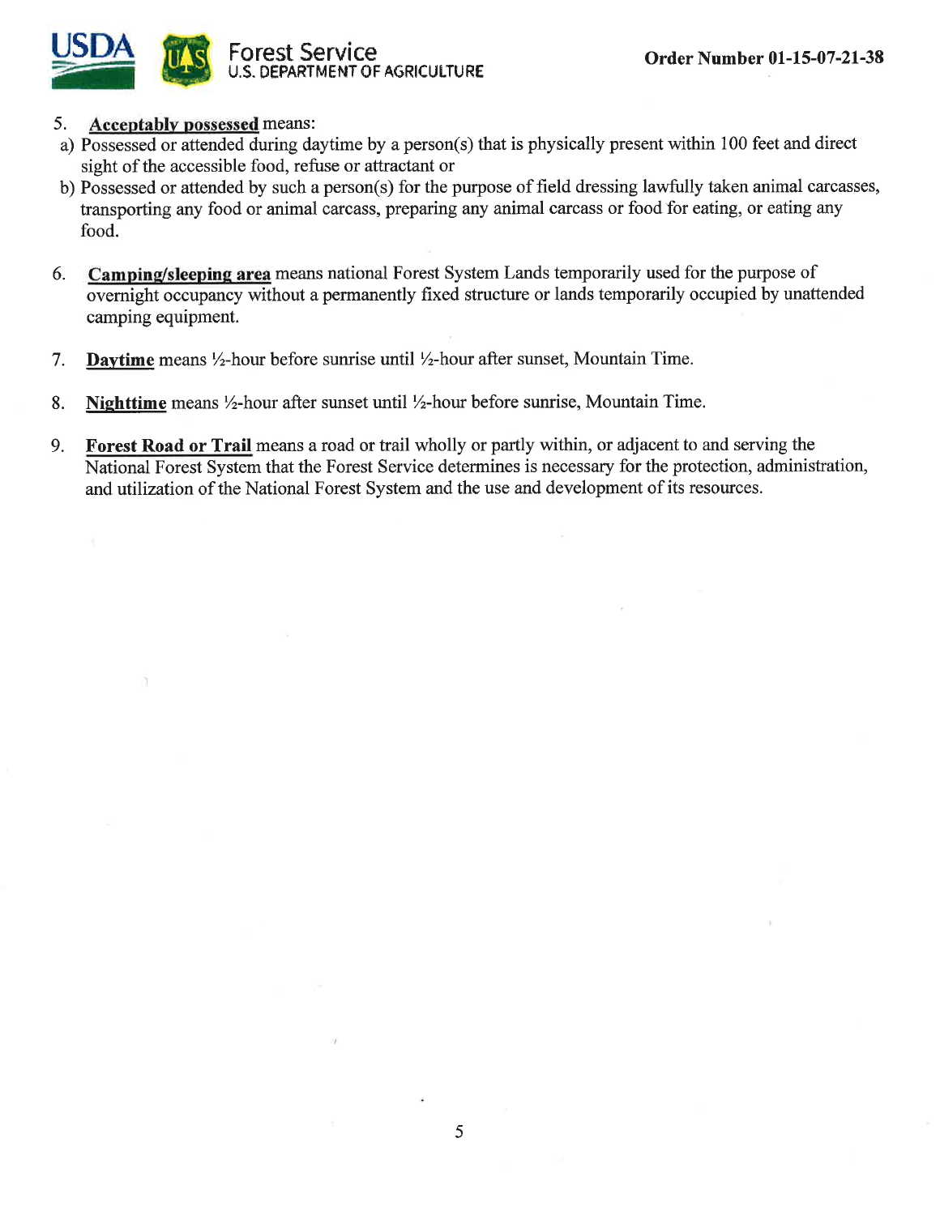5. **Acceptably possessed** means:
  a) Possessed or attended during daytime by a person(s) that is physically present within 100 feet and direct sight of the accessible food, refuse or attractant or
  b) Possessed or attended by such a person(s) for the purpose of field dressing lawfully taken animal carcasses, transporting any food or animal carcass, preparing any animal carcass or food for eating, or eating any food.

6. **Camping/sleeping area** means national Forest System Lands temporarily used for the purpose of overnight occupancy without a permanently fixed structure or lands temporarily occupied by unattended camping equipment.

7. **Daytime** means ½-hour before sunrise until ½-hour after sunset, Mountain Time.

8. **Nighttime** means ½-hour after sunset until ½-hour before sunrise, Mountain Time.

9. **Forest Road or Trail** means a road or trail wholly or partly within, or adjacent to and serving the National Forest System that the Forest Service determines is necessary for the protection, administration, and utilization of the National Forest System and the use and development of its resources.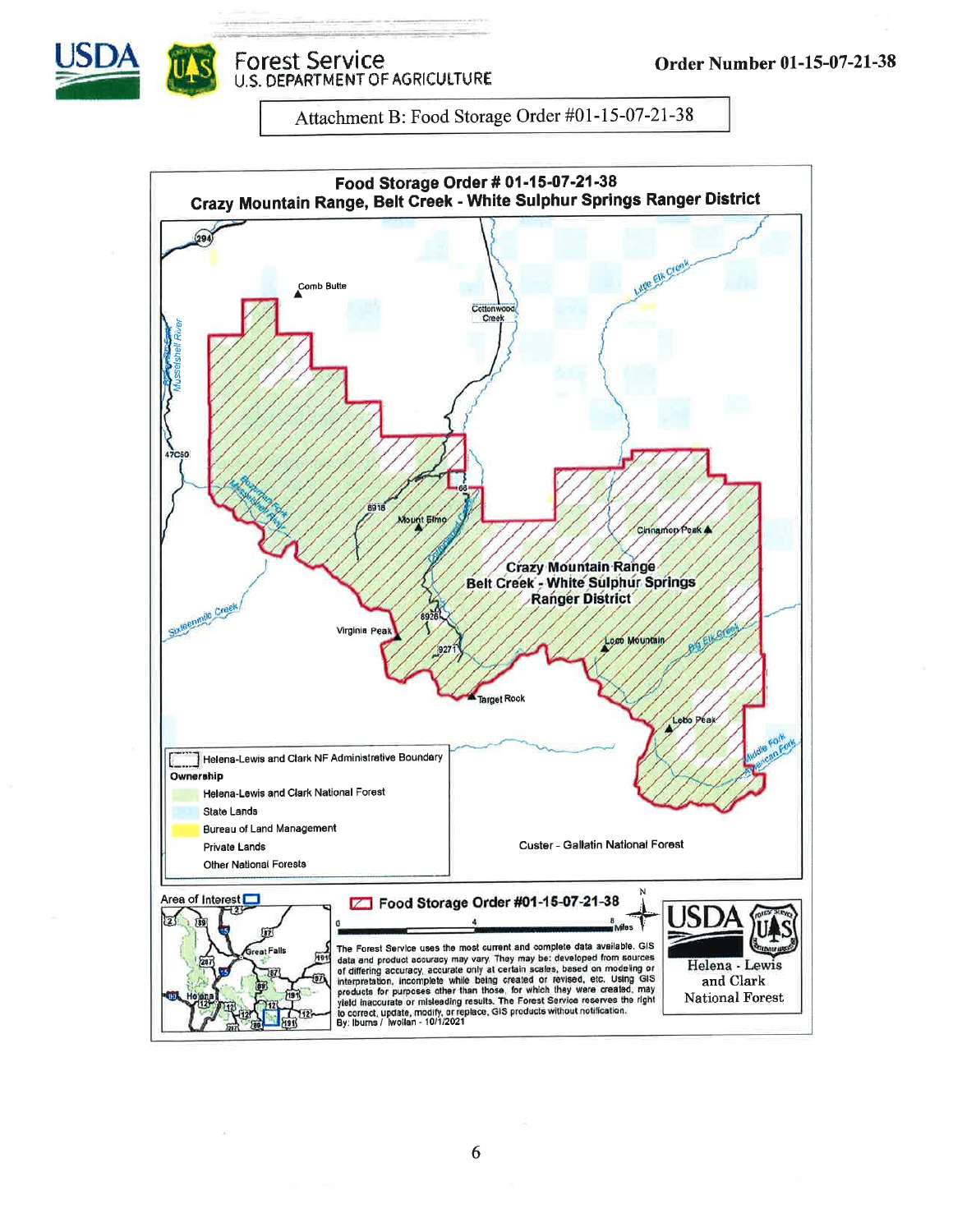Order Number 01-15-07-21-38

Attachment B: Food Storage Order #01-15-07-21-38

**Food Storage Order # 01-15-07-21-38**
**Crazy Mountain Range, Belt Creek - White Sulphur Springs Ranger District**

294

Comb Butte

Cottonwood Creek

Little Elk Creek

Musselshell River

47C50

8918

Mount Elmo

68

Cinnamon Peak

Crazy Mountain Range
Belt Creek - White Sulphur Springs
Ranger District

Sixteenmile Creek

8926

Virginia Peak

9271

Loco Mountain

Big Elk Creek

Target Rock

Lebo Peak

Middle Fork

Helena-Lewis and Clark NF Administrative Boundary

Ownership

Helena-Lewis and Clark National Forest

State Lands

Bureau of Land Management

Private Lands

Other National Forests

Custer - Gallatin National Forest

Area of Interest

Great Falls

Helena

Food Storage Order #01-15-07-21-38

0 4 8 Miles

N

The Forest Service uses the most current and complete data available. GIS data and product accuracy may vary. They may be: developed from sources of differing accuracy, accurate only at certain scales, based on modeling or interpretation, incomplete while being created or revised, etc. Using GIS products for purposes other than those, for which they were created, may yield inaccurate or misleading results. The Forest Service reserves the right to correct, update, modify, or replace, GIS products without notification.
By: lburns / lwollan - 10/1/2021

USDA

Helena - Lewis and Clark National Forest